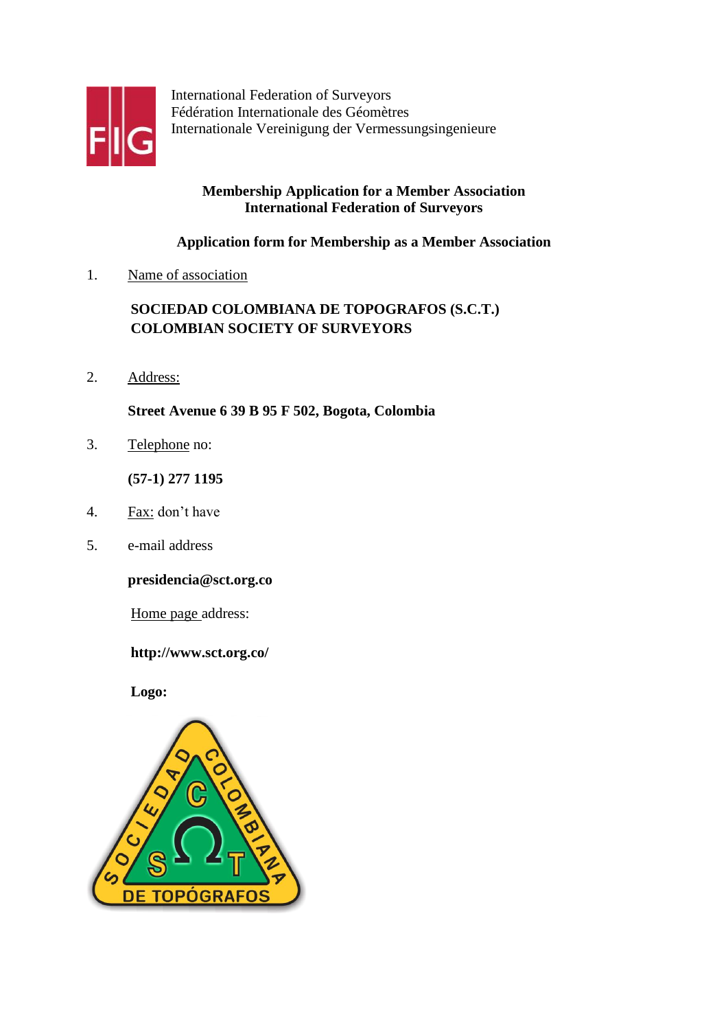International Federation of Surveyors
Fédération Internationale des Géomètres
Internationale Vereinigung der Vermessungsingenieure

**Membership Application for a Member Association**
**International Federation of Surveyors**

**Application form for Membership as a Member Association**

1. Name of association

   **SOCIEDAD COLOMBIANA DE TOPOGRAFOS (S.C.T.)**
   **COLOMBIAN SOCIETY OF SURVEYORS**

2. Address:

   **Street Avenue 6 39 B 95 F 502, Bogota, Colombia**

3. Telephone no:

   **(57-1) 277 1195**

4. Fax: don't have

5. e-mail address

   **presidencia@sct.org.co**

   Home page address:

   **http://www.sct.org.co/**

   **Logo:**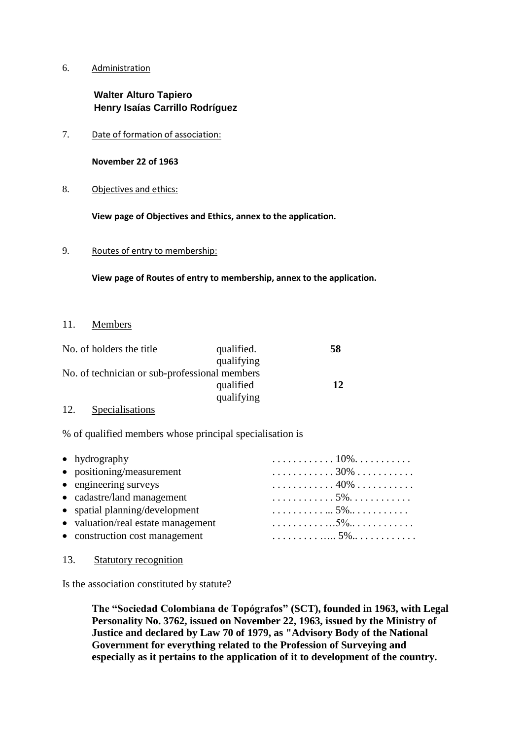6. Administration

**Walter Alturo Tapiero**
**Henry Isaías Carrillo Rodríguez**

7. Date of formation of association:

**November 22 of 1963**

8. Objectives and ethics:

**View page of Objectives and Ethics, annex to the application.**

9. Routes of entry to membership:

**View page of Routes of entry to membership, annex to the application.**

11. Members

| | | |
|---|---|---|
| No. of holders the title | qualified. | **58** |
| | qualifying | |
| No. of technician or sub-professional members | | |
| | qualified | **12** |
| | qualifying | |

12. Specialisations

% of qualified members whose principal specialisation is

- hydrography . . . . . . . . . . . . 10%. . . . . . . . . . .
- positioning/measurement . . . . . . . . . . . . 30% . . . . . . . . . . .
- engineering surveys . . . . . . . . . . . . 40% . . . . . . . . . . .
- cadastre/land management . . . . . . . . . . . . 5%. . . . . . . . . . . .
- spatial planning/development . . . . . . . . . . ... 5%.. . . . . . . . . . .
- valuation/real estate management . . . . . . . . . . . …5%.. . . . . . . . . . . .
- construction cost management . . . . . . . . . . ….. 5%.. . . . . . . . . . . .

13. Statutory recognition

Is the association constituted by statute?

**The "Sociedad Colombiana de Topógrafos" (SCT), founded in 1963, with Legal Personality No. 3762, issued on November 22, 1963, issued by the Ministry of Justice and declared by Law 70 of 1979, as "Advisory Body of the National Government for everything related to the Profession of Surveying and especially as it pertains to the application of it to development of the country.**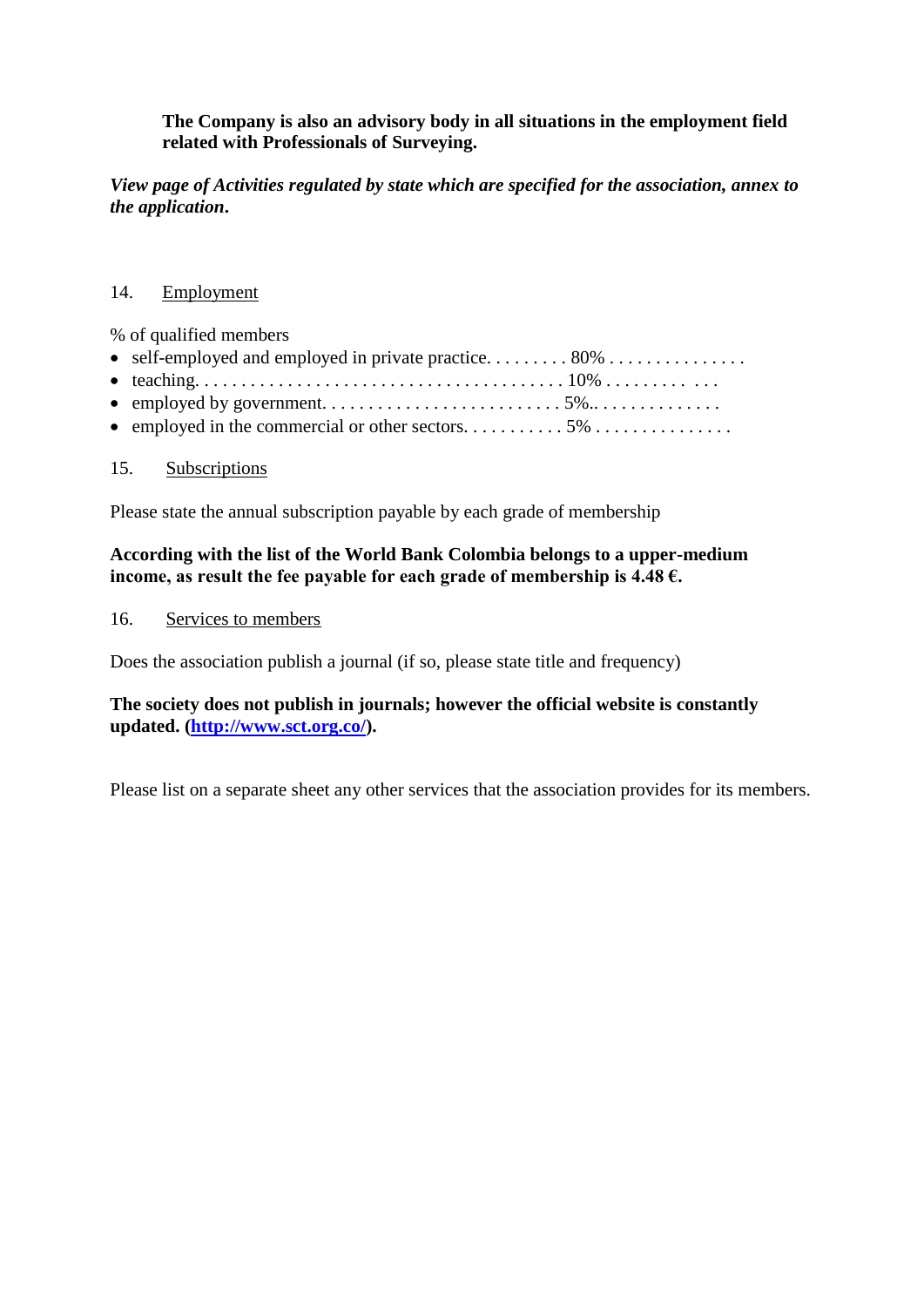**The Company is also an advisory body in all situations in the employment field related with Professionals of Surveying.**

***View page of Activities regulated by state which are specified for the association, annex to the application.***

14. Employment

% of qualified members

- self-employed and employed in private practice. . . . . . . . . 80% . . . . . . . . . . . . . . .
- teaching. . . . . . . . . . . . . . . . . . . . . . . . . . . . . . . . . . . . . . . 10% . . . . . . . . . . . .
- employed by government. . . . . . . . . . . . . . . . . . . . . . . . . 5%.. . . . . . . . . . . . . .
- employed in the commercial or other sectors. . . . . . . . . . . 5% . . . . . . . . . . . . . . .

15. Subscriptions

Please state the annual subscription payable by each grade of membership

**According with the list of the World Bank Colombia belongs to a upper-medium income, as result the fee payable for each grade of membership is 4.48 €.**

16. Services to members

Does the association publish a journal (if so, please state title and frequency)

**The society does not publish in journals; however the official website is constantly updated. ([http://www.sct.org.co/](http://www.sct.org.co/)).**

Please list on a separate sheet any other services that the association provides for its members.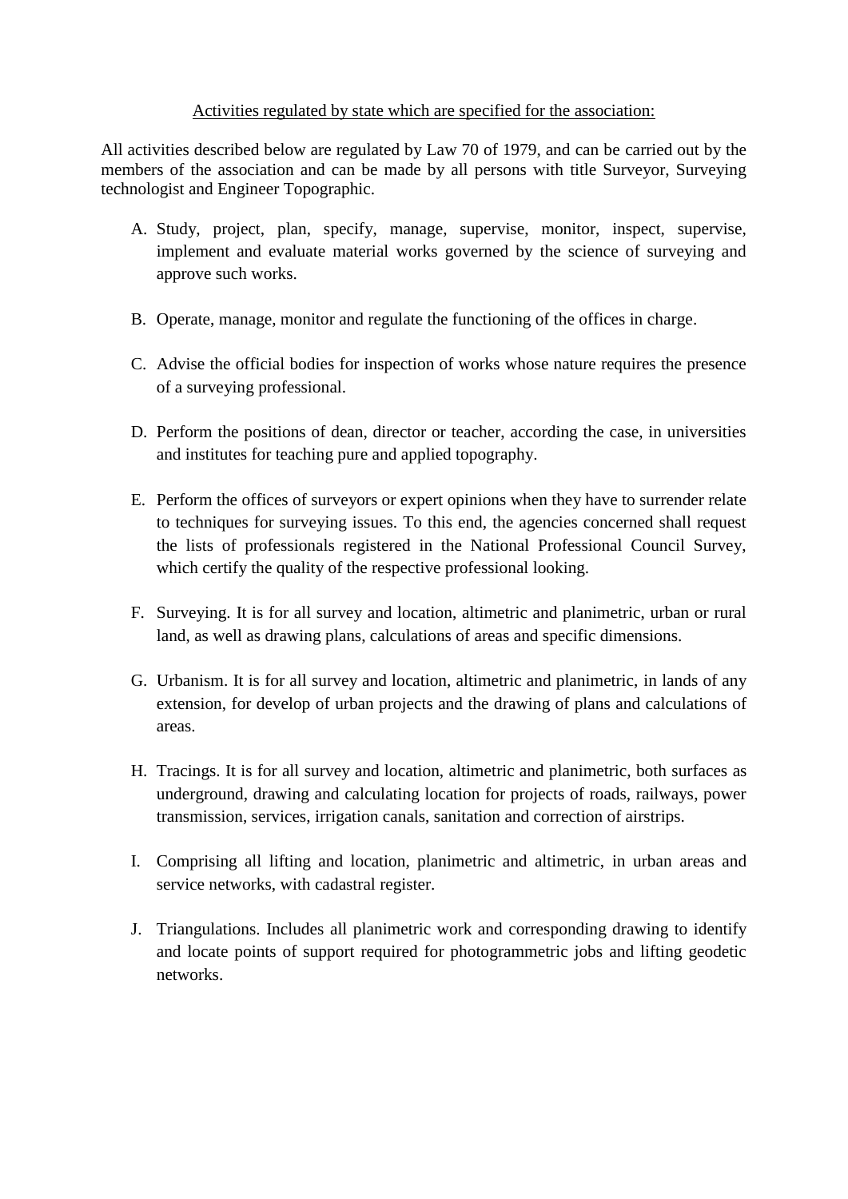<u>Activities regulated by state which are specified for the association:</u>

All activities described below are regulated by Law 70 of 1979, and can be carried out by the members of the association and can be made by all persons with title Surveyor, Surveying technologist and Engineer Topographic.

A. Study, project, plan, specify, manage, supervise, monitor, inspect, supervise, implement and evaluate material works governed by the science of surveying and approve such works.

B. Operate, manage, monitor and regulate the functioning of the offices in charge.

C. Advise the official bodies for inspection of works whose nature requires the presence of a surveying professional.

D. Perform the positions of dean, director or teacher, according the case, in universities and institutes for teaching pure and applied topography.

E. Perform the offices of surveyors or expert opinions when they have to surrender relate to techniques for surveying issues. To this end, the agencies concerned shall request the lists of professionals registered in the National Professional Council Survey, which certify the quality of the respective professional looking.

F. Surveying. It is for all survey and location, altimetric and planimetric, urban or rural land, as well as drawing plans, calculations of areas and specific dimensions.

G. Urbanism. It is for all survey and location, altimetric and planimetric, in lands of any extension, for develop of urban projects and the drawing of plans and calculations of areas.

H. Tracings. It is for all survey and location, altimetric and planimetric, both surfaces as underground, drawing and calculating location for projects of roads, railways, power transmission, services, irrigation canals, sanitation and correction of airstrips.

I. Comprising all lifting and location, planimetric and altimetric, in urban areas and service networks, with cadastral register.

J. Triangulations. Includes all planimetric work and corresponding drawing to identify and locate points of support required for photogrammetric jobs and lifting geodetic networks.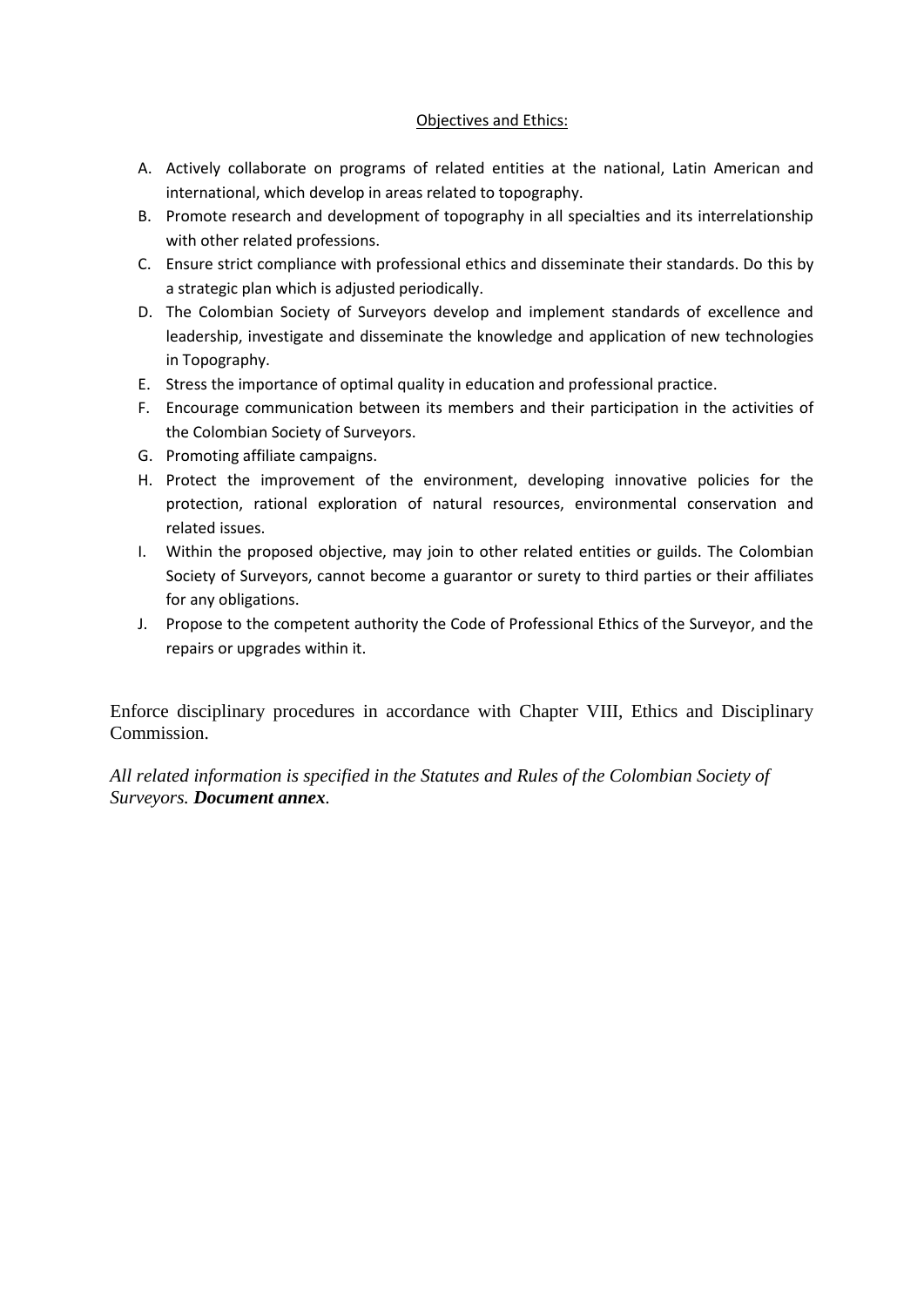<u>Objectives and Ethics:</u>

A. Actively collaborate on programs of related entities at the national, Latin American and international, which develop in areas related to topography.
B. Promote research and development of topography in all specialties and its interrelationship with other related professions.
C. Ensure strict compliance with professional ethics and disseminate their standards. Do this by a strategic plan which is adjusted periodically.
D. The Colombian Society of Surveyors develop and implement standards of excellence and leadership, investigate and disseminate the knowledge and application of new technologies in Topography.
E. Stress the importance of optimal quality in education and professional practice.
F. Encourage communication between its members and their participation in the activities of the Colombian Society of Surveyors.
G. Promoting affiliate campaigns.
H. Protect the improvement of the environment, developing innovative policies for the protection, rational exploration of natural resources, environmental conservation and related issues.
I. Within the proposed objective, may join to other related entities or guilds. The Colombian Society of Surveyors, cannot become a guarantor or surety to third parties or their affiliates for any obligations.
J. Propose to the competent authority the Code of Professional Ethics of the Surveyor, and the repairs or upgrades within it.

Enforce disciplinary procedures in accordance with Chapter VIII, Ethics and Disciplinary Commission.

*All related information is specified in the Statutes and Rules of the Colombian Society of Surveyors. **Document annex**.*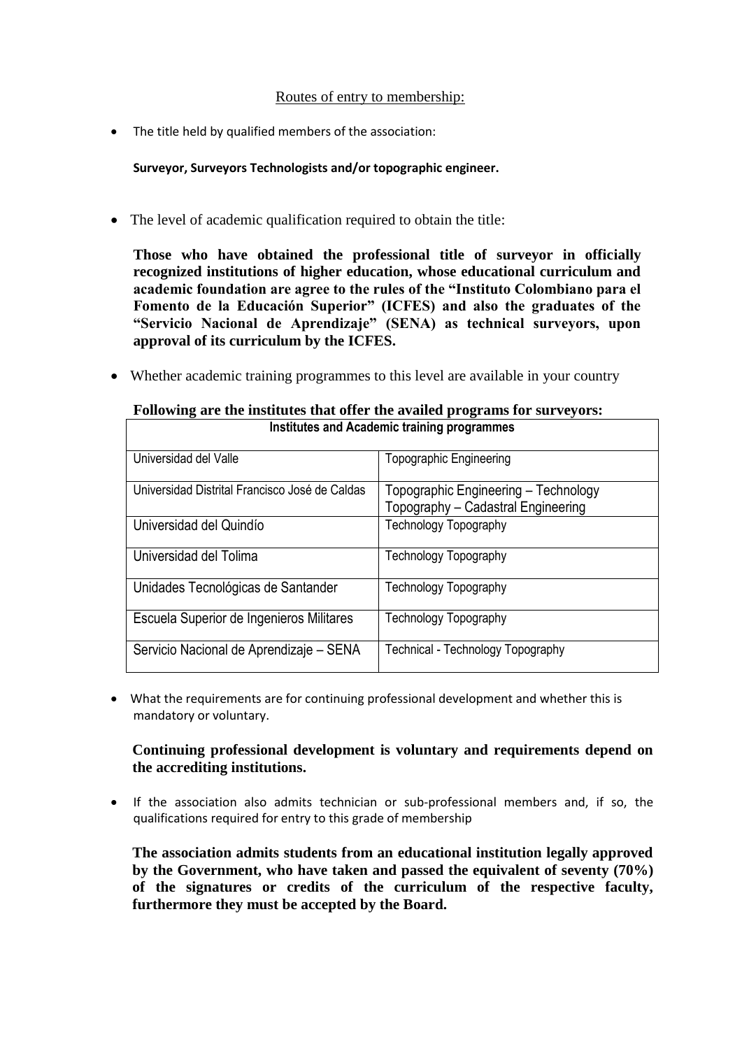<u>Routes of entry to membership:</u>

- The title held by qualified members of the association:

  **Surveyor, Surveyors Technologists and/or topographic engineer.**

- The level of academic qualification required to obtain the title:

  **Those who have obtained the professional title of surveyor in officially recognized institutions of higher education, whose educational curriculum and academic foundation are agree to the rules of the "Instituto Colombiano para el Fomento de la Educación Superior" (ICFES) and also the graduates of the "Servicio Nacional de Aprendizaje" (SENA) as technical surveyors, upon approval of its curriculum by the ICFES.**

- Whether academic training programmes to this level are available in your country

  **Following are the institutes that offer the availed programs for surveyors:**

| Institutes and Academic training programmes | |
|---|---|
| Universidad del Valle | Topographic Engineering |
| Universidad Distrital Francisco José de Caldas | Topographic Engineering – Technology Topography – Cadastral Engineering |
| Universidad del Quindío | Technology Topography |
| Universidad del Tolima | Technology Topography |
| Unidades Tecnológicas de Santander | Technology Topography |
| Escuela Superior de Ingenieros Militares | Technology Topography |
| Servicio Nacional de Aprendizaje – SENA | Technical - Technology Topography |

- What the requirements are for continuing professional development and whether this is mandatory or voluntary.

  **Continuing professional development is voluntary and requirements depend on the accrediting institutions.**

- If the association also admits technician or sub-professional members and, if so, the qualifications required for entry to this grade of membership

  **The association admits students from an educational institution legally approved by the Government, who have taken and passed the equivalent of seventy (70%) of the signatures or credits of the curriculum of the respective faculty, furthermore they must be accepted by the Board.**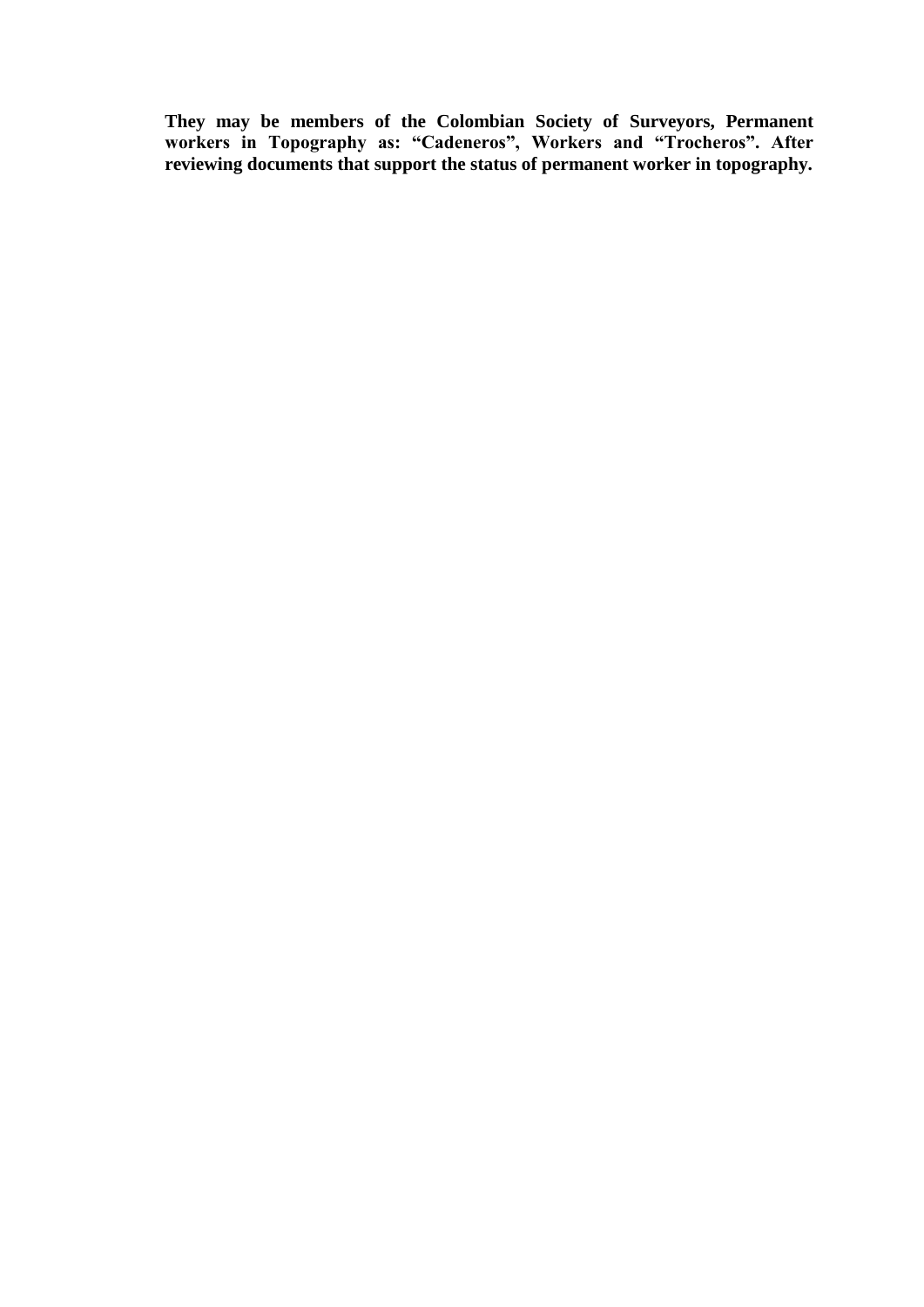**They may be members of the Colombian Society of Surveyors, Permanent workers in Topography as: “Cadeneros”, Workers and “Trocheros”. After reviewing documents that support the status of permanent worker in topography.**